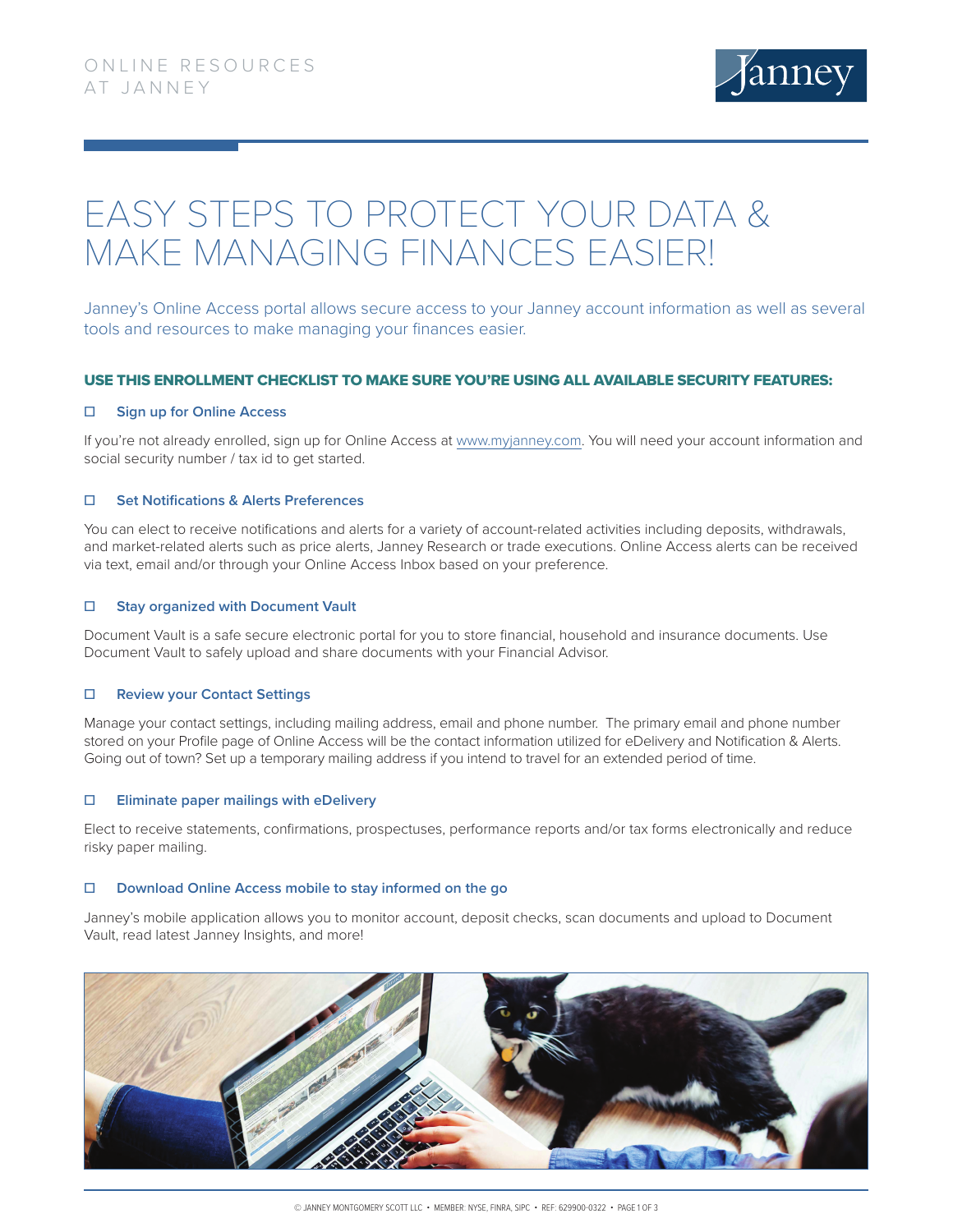ONLINE RESOURCES AT JANNEY

# EASY STEPS TO PROTECT YOUR DATA & MAKE MANAGING FINANCES EASIER!

Janney's Online Access portal allows secure access to your Janney account information as well as several tools and resources to make managing your finances easier.

## USE THIS ENROLLMENT CHECKLIST TO MAKE SURE YOU'RE USING ALL AVAILABLE SECURITY FEATURES:

### ☐ Sign up for Online Access

If you're not already enrolled, sign up for Online Access at www.myjanney.com. You will need your account information and social security number / tax id to get started.

### ☐ Set Notifications & Alerts Preferences

You can elect to receive notifications and alerts for a variety of account-related activities including deposits, withdrawals, and market-related alerts such as price alerts, Janney Research or trade executions. Online Access alerts can be received via text, email and/or through your Online Access Inbox based on your preference.

### ☐ Stay organized with Document Vault

Document Vault is a safe secure electronic portal for you to store financial, household and insurance documents. Use Document Vault to safely upload and share documents with your Financial Advisor.

### ☐ Review your Contact Settings

Manage your contact settings, including mailing address, email and phone number. The primary email and phone number stored on your Profile page of Online Access will be the contact information utilized for eDelivery and Notification & Alerts. Going out of town? Set up a temporary mailing address if you intend to travel for an extended period of time.

### ☐ Eliminate paper mailings with eDelivery

Elect to receive statements, confirmations, prospectuses, performance reports and/or tax forms electronically and reduce risky paper mailing.

### ☐ Download Online Access mobile to stay informed on the go

Janney's mobile application allows you to monitor account, deposit checks, scan documents and upload to Document Vault, read latest Janney Insights, and more!

© JANNEY MONTGOMERY SCOTT LLC • MEMBER: NYSE, FINRA, SIPC • REF: 629900-0322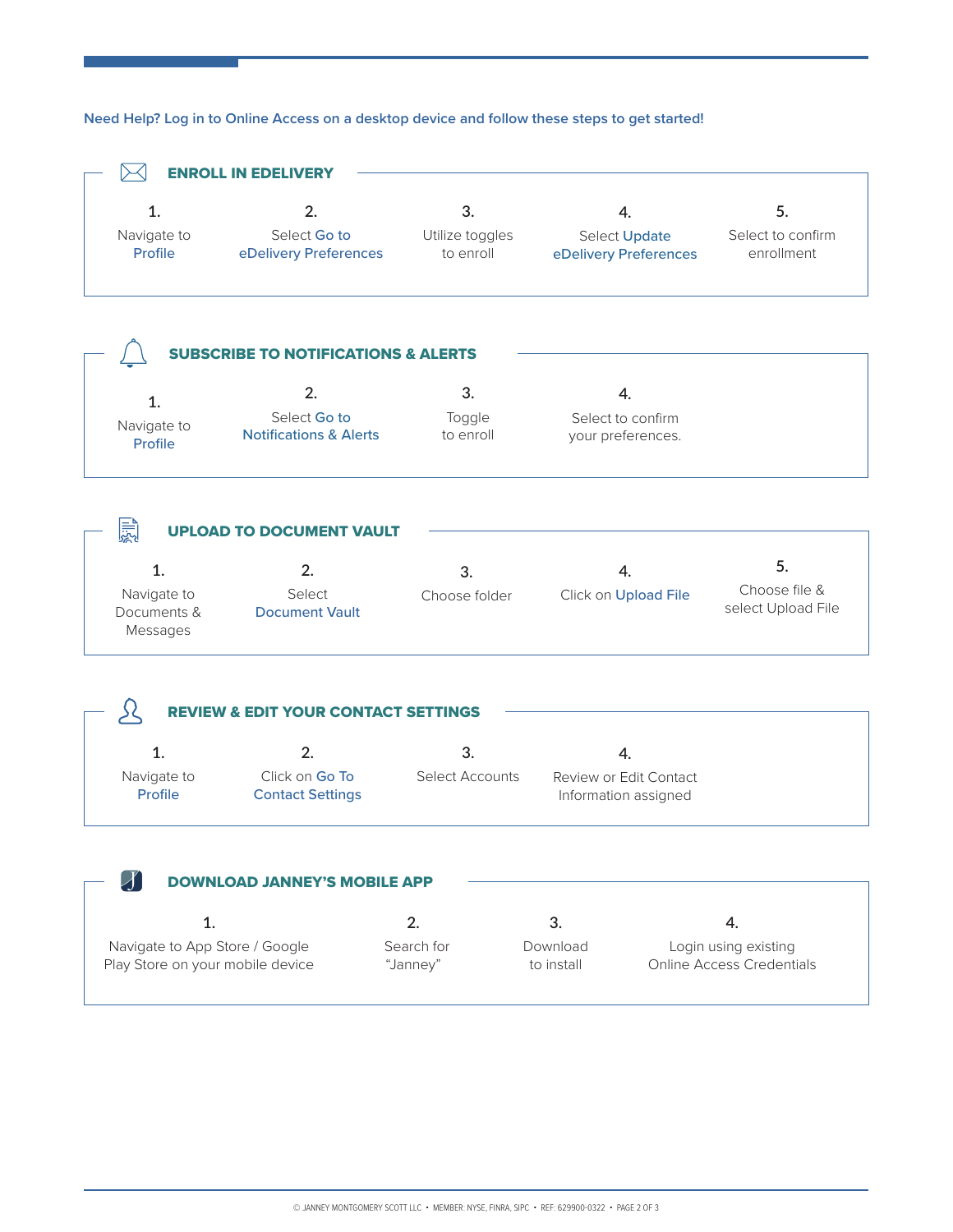Need Help? Log in to Online Access on a desktop device and follow these steps to get started!

## ENROLL IN EDELIVERY

1. Navigate to Profile
2. Select Go to eDelivery Preferences
3. Utilize toggles to enroll
4. Select Update eDelivery Preferences
5. Select to confirm enrollment

## SUBSCRIBE TO NOTIFICATIONS & ALERTS

1. Navigate to Profile
2. Select Go to Notifications & Alerts
3. Toggle to enroll
4. Select to confirm your preferences.

## UPLOAD TO DOCUMENT VAULT

1. Navigate to Documents & Messages
2. Select Document Vault
3. Choose folder
4. Click on Upload File
5. Choose file & select Upload File

## REVIEW & EDIT YOUR CONTACT SETTINGS

1. Navigate to Profile
2. Click on Go To Contact Settings
3. Select Accounts
4. Review or Edit Contact Information assigned

## DOWNLOAD JANNEY'S MOBILE APP

1. Navigate to App Store / Google Play Store on your mobile device
2. Search for "Janney"
3. Download to install
4. Login using existing Online Access Credentials

© JANNEY MONTGOMERY SCOTT LLC • MEMBER: NYSE, FINRA, SIPC • REF: 629900-0322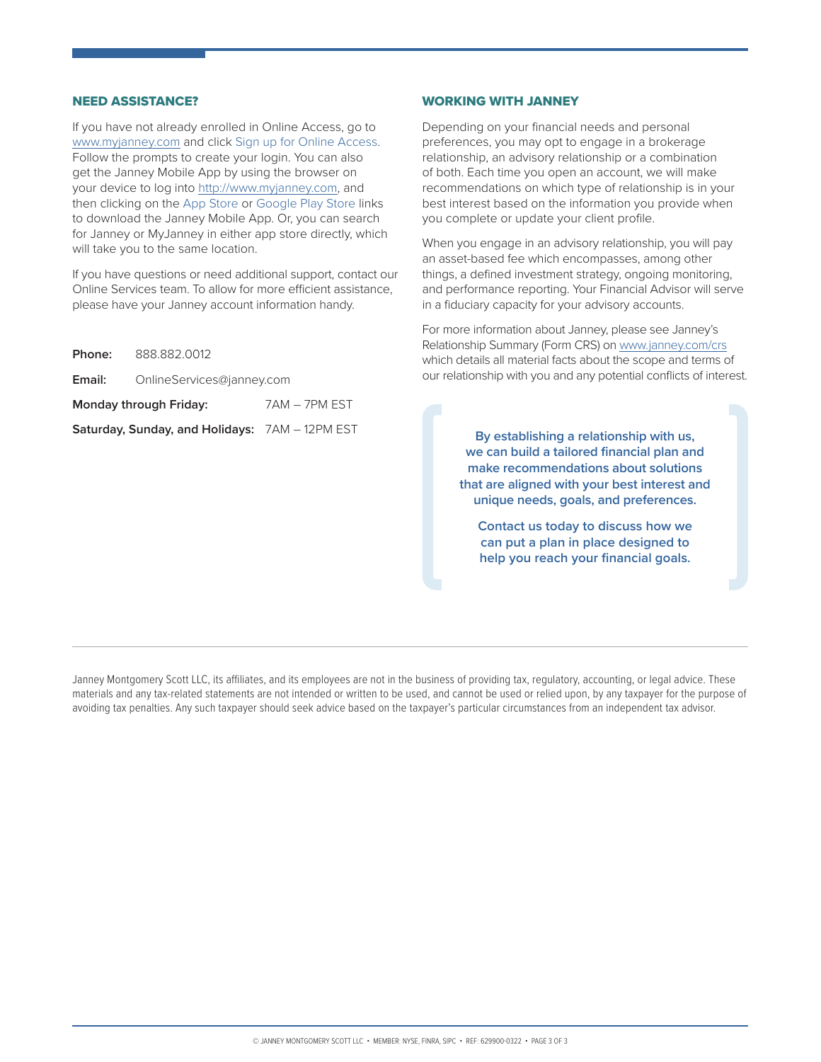## NEED ASSISTANCE?

If you have not already enrolled in Online Access, go to www.myjanney.com and click Sign up for Online Access. Follow the prompts to create your login. You can also get the Janney Mobile App by using the browser on your device to log into http://www.myjanney.com, and then clicking on the App Store or Google Play Store links to download the Janney Mobile App. Or, you can search for Janney or MyJanney in either app store directly, which will take you to the same location.

If you have questions or need additional support, contact our Online Services team. To allow for more efficient assistance, please have your Janney account information handy.

**Phone:** 888.882.0012

**Email:** OnlineServices@janney.com

**Monday through Friday:** 7AM – 7PM EST

**Saturday, Sunday, and Holidays:** 7AM – 12PM EST

## WORKING WITH JANNEY

Depending on your financial needs and personal preferences, you may opt to engage in a brokerage relationship, an advisory relationship or a combination of both. Each time you open an account, we will make recommendations on which type of relationship is in your best interest based on the information you provide when you complete or update your client profile.

When you engage in an advisory relationship, you will pay an asset-based fee which encompasses, among other things, a defined investment strategy, ongoing monitoring, and performance reporting. Your Financial Advisor will serve in a fiduciary capacity for your advisory accounts.

For more information about Janney, please see Janney's Relationship Summary (Form CRS) on www.janney.com/crs which details all material facts about the scope and terms of our relationship with you and any potential conflicts of interest.

**By establishing a relationship with us, we can build a tailored financial plan and make recommendations about solutions that are aligned with your best interest and unique needs, goals, and preferences.**

**Contact us today to discuss how we can put a plan in place designed to help you reach your financial goals.**

---

Janney Montgomery Scott LLC, its affiliates, and its employees are not in the business of providing tax, regulatory, accounting, or legal advice. These materials and any tax-related statements are not intended or written to be used, and cannot be used or relied upon, by any taxpayer for the purpose of avoiding tax penalties. Any such taxpayer should seek advice based on the taxpayer's particular circumstances from an independent tax advisor.

© JANNEY MONTGOMERY SCOTT LLC • MEMBER: NYSE, FINRA, SIPC • REF: 629900-0322